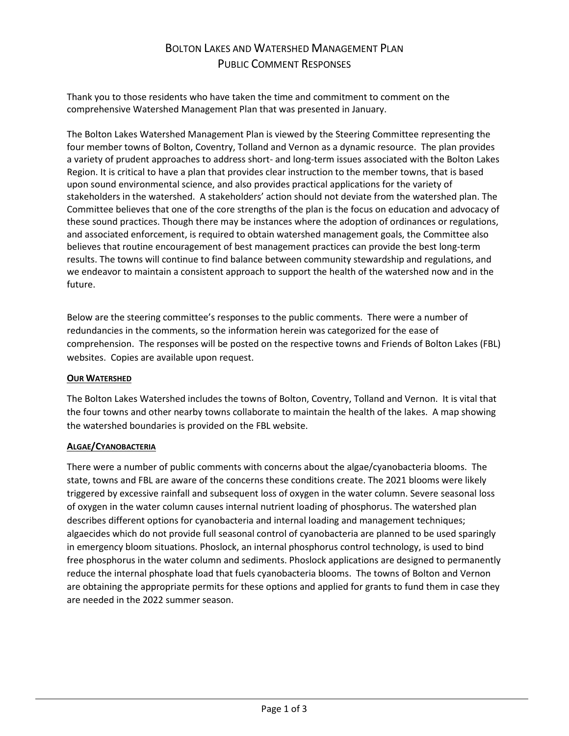# Bolton Lakes and Watershed Management Plan
## Public Comment Responses

Thank you to those residents who have taken the time and commitment to comment on the comprehensive Watershed Management Plan that was presented in January.

The Bolton Lakes Watershed Management Plan is viewed by the Steering Committee representing the four member towns of Bolton, Coventry, Tolland and Vernon as a dynamic resource. The plan provides a variety of prudent approaches to address short- and long-term issues associated with the Bolton Lakes Region. It is critical to have a plan that provides clear instruction to the member towns, that is based upon sound environmental science, and also provides practical applications for the variety of stakeholders in the watershed. A stakeholders' action should not deviate from the watershed plan. The Committee believes that one of the core strengths of the plan is the focus on education and advocacy of these sound practices. Though there may be instances where the adoption of ordinances or regulations, and associated enforcement, is required to obtain watershed management goals, the Committee also believes that routine encouragement of best management practices can provide the best long-term results. The towns will continue to find balance between community stewardship and regulations, and we endeavor to maintain a consistent approach to support the health of the watershed now and in the future.

Below are the steering committee's responses to the public comments. There were a number of redundancies in the comments, so the information herein was categorized for the ease of comprehension. The responses will be posted on the respective towns and Friends of Bolton Lakes (FBL) websites. Copies are available upon request.

### Our Watershed

The Bolton Lakes Watershed includes the towns of Bolton, Coventry, Tolland and Vernon. It is vital that the four towns and other nearby towns collaborate to maintain the health of the lakes. A map showing the watershed boundaries is provided on the FBL website.

### Algae/Cyanobacteria

There were a number of public comments with concerns about the algae/cyanobacteria blooms. The state, towns and FBL are aware of the concerns these conditions create. The 2021 blooms were likely triggered by excessive rainfall and subsequent loss of oxygen in the water column. Severe seasonal loss of oxygen in the water column causes internal nutrient loading of phosphorus. The watershed plan describes different options for cyanobacteria and internal loading and management techniques; algaecides which do not provide full seasonal control of cyanobacteria are planned to be used sparingly in emergency bloom situations. Phoslock, an internal phosphorus control technology, is used to bind free phosphorus in the water column and sediments. Phoslock applications are designed to permanently reduce the internal phosphate load that fuels cyanobacteria blooms. The towns of Bolton and Vernon are obtaining the appropriate permits for these options and applied for grants to fund them in case they are needed in the 2022 summer season.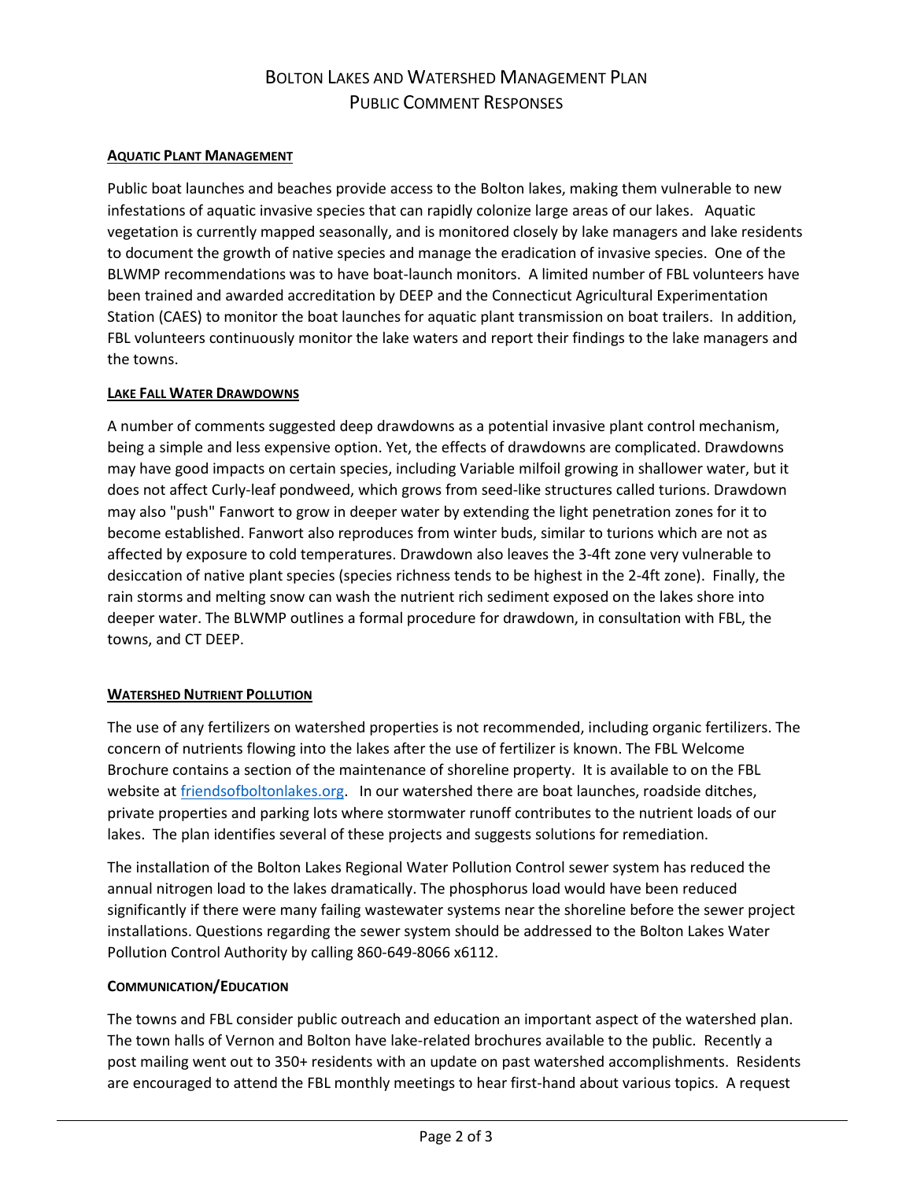# Bolton Lakes and Watershed Management Plan
## Public Comment Responses

### Aquatic Plant Management

Public boat launches and beaches provide access to the Bolton lakes, making them vulnerable to new infestations of aquatic invasive species that can rapidly colonize large areas of our lakes. Aquatic vegetation is currently mapped seasonally, and is monitored closely by lake managers and lake residents to document the growth of native species and manage the eradication of invasive species. One of the BLWMP recommendations was to have boat-launch monitors. A limited number of FBL volunteers have been trained and awarded accreditation by DEEP and the Connecticut Agricultural Experimentation Station (CAES) to monitor the boat launches for aquatic plant transmission on boat trailers. In addition, FBL volunteers continuously monitor the lake waters and report their findings to the lake managers and the towns.

### Lake Fall Water Drawdowns

A number of comments suggested deep drawdowns as a potential invasive plant control mechanism, being a simple and less expensive option. Yet, the effects of drawdowns are complicated. Drawdowns may have good impacts on certain species, including Variable milfoil growing in shallower water, but it does not affect Curly-leaf pondweed, which grows from seed-like structures called turions. Drawdown may also "push" Fanwort to grow in deeper water by extending the light penetration zones for it to become established. Fanwort also reproduces from winter buds, similar to turions which are not as affected by exposure to cold temperatures. Drawdown also leaves the 3-4ft zone very vulnerable to desiccation of native plant species (species richness tends to be highest in the 2-4ft zone). Finally, the rain storms and melting snow can wash the nutrient rich sediment exposed on the lakes shore into deeper water. The BLWMP outlines a formal procedure for drawdown, in consultation with FBL, the towns, and CT DEEP.

### Watershed Nutrient Pollution

The use of any fertilizers on watershed properties is not recommended, including organic fertilizers. The concern of nutrients flowing into the lakes after the use of fertilizer is known. The FBL Welcome Brochure contains a section of the maintenance of shoreline property. It is available to on the FBL website at [friendsofboltonlakes.org](friendsofboltonlakes.org). In our watershed there are boat launches, roadside ditches, private properties and parking lots where stormwater runoff contributes to the nutrient loads of our lakes. The plan identifies several of these projects and suggests solutions for remediation.

The installation of the Bolton Lakes Regional Water Pollution Control sewer system has reduced the annual nitrogen load to the lakes dramatically. The phosphorus load would have been reduced significantly if there were many failing wastewater systems near the shoreline before the sewer project installations. Questions regarding the sewer system should be addressed to the Bolton Lakes Water Pollution Control Authority by calling 860-649-8066 x6112.

### Communication/Education

The towns and FBL consider public outreach and education an important aspect of the watershed plan. The town halls of Vernon and Bolton have lake-related brochures available to the public. Recently a post mailing went out to 350+ residents with an update on past watershed accomplishments. Residents are encouraged to attend the FBL monthly meetings to hear first-hand about various topics. A request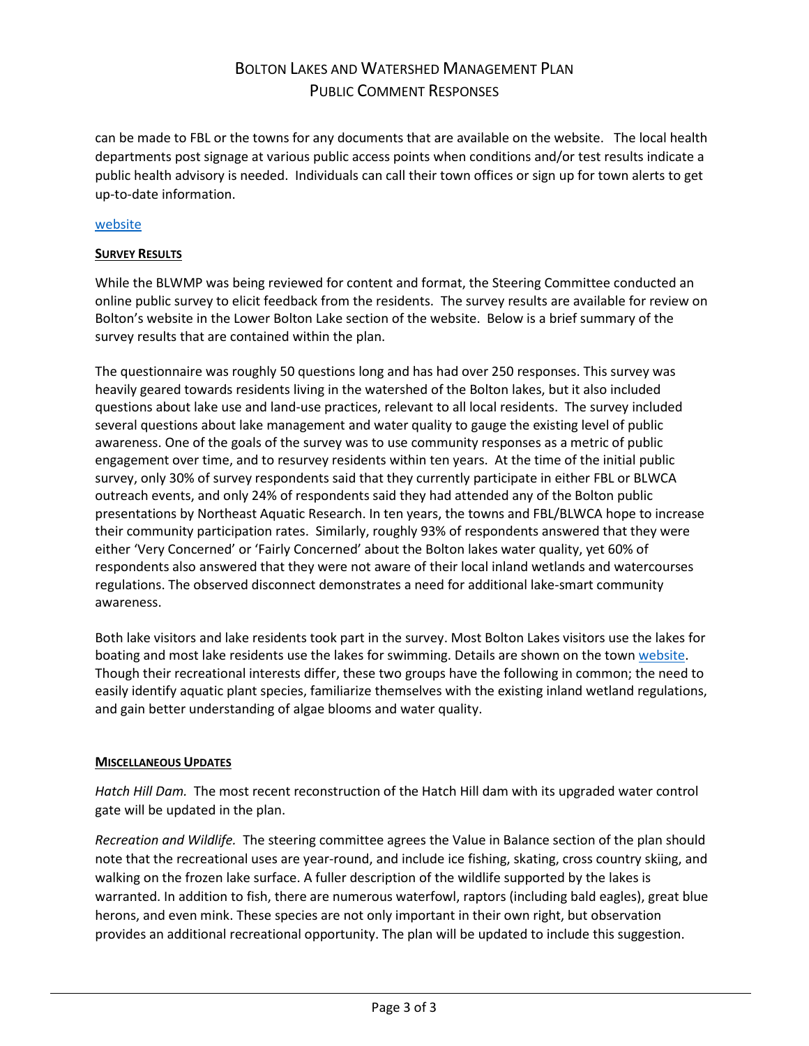can be made to FBL or the towns for any documents that are available on the website. The local health departments post signage at various public access points when conditions and/or test results indicate a public health advisory is needed. Individuals can call their town offices or sign up for town alerts to get up-to-date information.

website

**SURVEY RESULTS**

While the BLWMP was being reviewed for content and format, the Steering Committee conducted an online public survey to elicit feedback from the residents. The survey results are available for review on Bolton's website in the Lower Bolton Lake section of the website. Below is a brief summary of the survey results that are contained within the plan.

The questionnaire was roughly 50 questions long and has had over 250 responses. This survey was heavily geared towards residents living in the watershed of the Bolton lakes, but it also included questions about lake use and land-use practices, relevant to all local residents. The survey included several questions about lake management and water quality to gauge the existing level of public awareness. One of the goals of the survey was to use community responses as a metric of public engagement over time, and to resurvey residents within ten years. At the time of the initial public survey, only 30% of survey respondents said that they currently participate in either FBL or BLWCA outreach events, and only 24% of respondents said they had attended any of the Bolton public presentations by Northeast Aquatic Research. In ten years, the towns and FBL/BLWCA hope to increase their community participation rates. Similarly, roughly 93% of respondents answered that they were either 'Very Concerned' or 'Fairly Concerned' about the Bolton lakes water quality, yet 60% of respondents also answered that they were not aware of their local inland wetlands and watercourses regulations. The observed disconnect demonstrates a need for additional lake-smart community awareness.

Both lake visitors and lake residents took part in the survey. Most Bolton Lakes visitors use the lakes for boating and most lake residents use the lakes for swimming. Details are shown on the town website. Though their recreational interests differ, these two groups have the following in common; the need to easily identify aquatic plant species, familiarize themselves with the existing inland wetland regulations, and gain better understanding of algae blooms and water quality.

**MISCELLANEOUS UPDATES**

*Hatch Hill Dam.* The most recent reconstruction of the Hatch Hill dam with its upgraded water control gate will be updated in the plan.

*Recreation and Wildlife.* The steering committee agrees the Value in Balance section of the plan should note that the recreational uses are year-round, and include ice fishing, skating, cross country skiing, and walking on the frozen lake surface. A fuller description of the wildlife supported by the lakes is warranted. In addition to fish, there are numerous waterfowl, raptors (including bald eagles), great blue herons, and even mink. These species are not only important in their own right, but observation provides an additional recreational opportunity. The plan will be updated to include this suggestion.